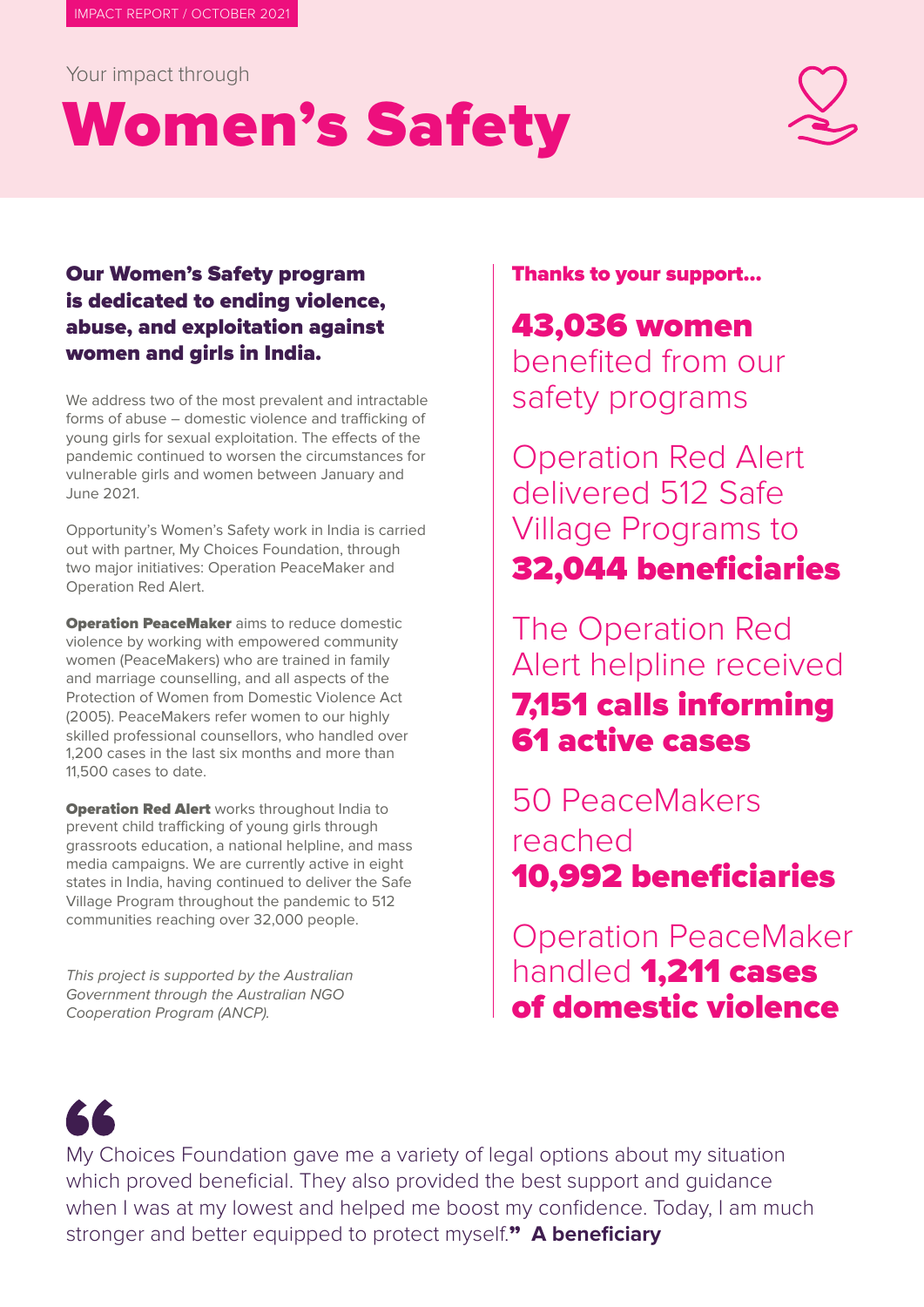IMPACT REPORT / OCTOBER 2021

Your impact through

# Women's Safety

**Our Women's Safety program is dedicated to ending violence, abuse, and exploitation against women and girls in India.**

We address two of the most prevalent and intractable forms of abuse – domestic violence and trafficking of young girls for sexual exploitation. The effects of the pandemic continued to worsen the circumstances for vulnerable girls and women between January and June 2021.

Opportunity's Women's Safety work in India is carried out with partner, My Choices Foundation, through two major initiatives: Operation PeaceMaker and Operation Red Alert.

**Operation PeaceMaker** aims to reduce domestic violence by working with empowered community women (PeaceMakers) who are trained in family and marriage counselling, and all aspects of the Protection of Women from Domestic Violence Act (2005). PeaceMakers refer women to our highly skilled professional counsellors, who handled over 1,200 cases in the last six months and more than 11,500 cases to date.

**Operation Red Alert** works throughout India to prevent child trafficking of young girls through grassroots education, a national helpline, and mass media campaigns. We are currently active in eight states in India, having continued to deliver the Safe Village Program throughout the pandemic to 512 communities reaching over 32,000 people.

*This project is supported by the Australian Government through the Australian NGO Cooperation Program (ANCP).*

**Thanks to your support…**

**43,036 women** benefited from our safety programs

Operation Red Alert delivered 512 Safe Village Programs to **32,044 beneficiaries**

The Operation Red Alert helpline received **7,151 calls informing 61 active cases**

50 PeaceMakers reached **10,992 beneficiaries**

Operation PeaceMaker handled **1,211 cases of domestic violence**

> "My Choices Foundation gave me a variety of legal options about my situation which proved beneficial. They also provided the best support and guidance when I was at my lowest and helped me boost my confidence. Today, I am much stronger and better equipped to protect myself." **A beneficiary**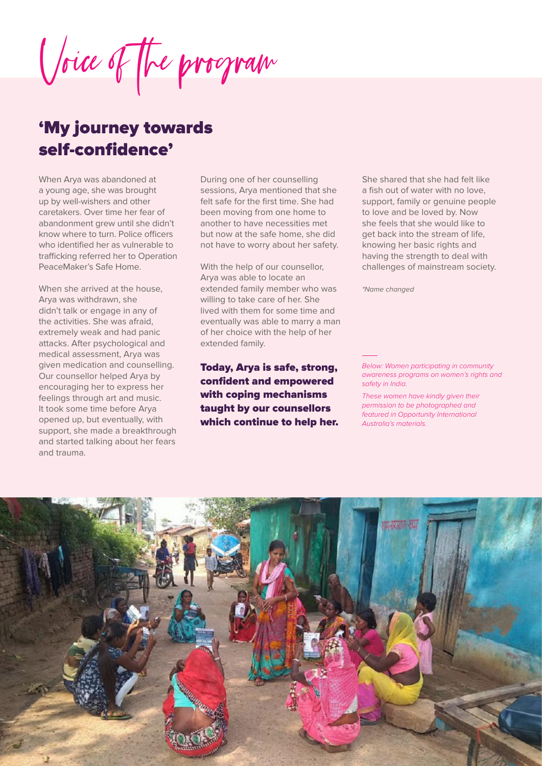# Voice of the program

## 'My journey towards self-confidence'

When Arya was abandoned at a young age, she was brought up by well-wishers and other caretakers. Over time her fear of abandonment grew until she didn't know where to turn. Police officers who identified her as vulnerable to trafficking referred her to Operation PeaceMaker's Safe Home.

When she arrived at the house, Arya was withdrawn, she didn't talk or engage in any of the activities. She was afraid, extremely weak and had panic attacks. After psychological and medical assessment, Arya was given medication and counselling. Our counsellor helped Arya by encouraging her to express her feelings through art and music. It took some time before Arya opened up, but eventually, with support, she made a breakthrough and started talking about her fears and trauma.

During one of her counselling sessions, Arya mentioned that she felt safe for the first time. She had been moving from one home to another to have necessities met but now at the safe home, she did not have to worry about her safety.

With the help of our counsellor, Arya was able to locate an extended family member who was willing to take care of her. She lived with them for some time and eventually was able to marry a man of her choice with the help of her extended family.

**Today, Arya is safe, strong, confident and empowered with coping mechanisms taught by our counsellors which continue to help her.**

She shared that she had felt like a fish out of water with no love, support, family or genuine people to love and be loved by. Now she feels that she would like to get back into the stream of life, knowing her basic rights and having the strength to deal with challenges of mainstream society.

*\*Name changed*

*Below: Women participating in community awareness programs on women's rights and safety in India.*

*These women have kindly given their permission to be photographed and featured in Opportunity International Australia's materials.*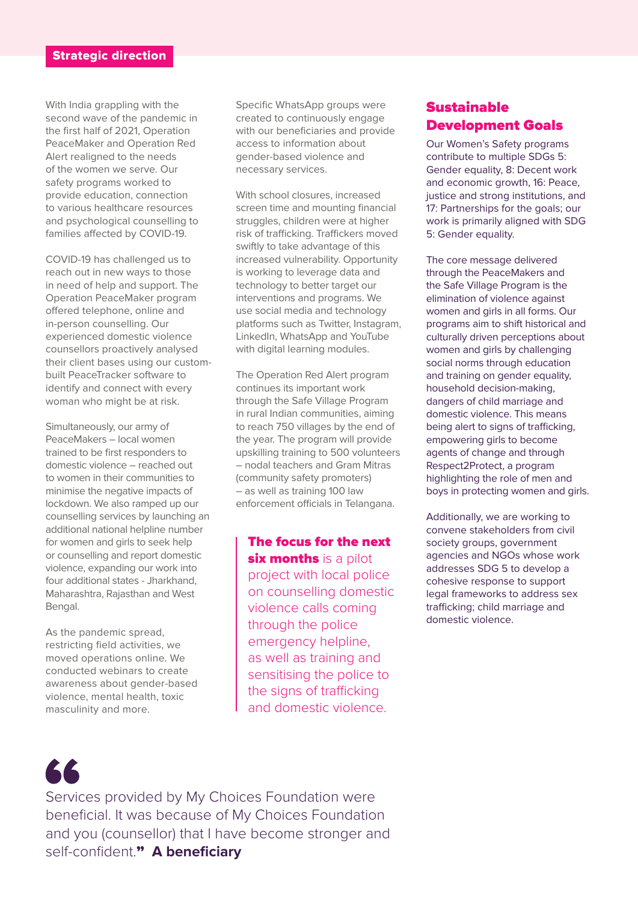## Strategic direction

With India grappling with the second wave of the pandemic in the first half of 2021, Operation PeaceMaker and Operation Red Alert realigned to the needs of the women we serve. Our safety programs worked to provide education, connection to various healthcare resources and psychological counselling to families affected by COVID-19.

COVID-19 has challenged us to reach out in new ways to those in need of help and support. The Operation PeaceMaker program offered telephone, online and in-person counselling. Our experienced domestic violence counsellors proactively analysed their client bases using our custom-built PeaceTracker software to identify and connect with every woman who might be at risk.

Simultaneously, our army of PeaceMakers – local women trained to be first responders to domestic violence – reached out to women in their communities to minimise the negative impacts of lockdown. We also ramped up our counselling services by launching an additional national helpline number for women and girls to seek help or counselling and report domestic violence, expanding our work into four additional states - Jharkhand, Maharashtra, Rajasthan and West Bengal.

As the pandemic spread, restricting field activities, we moved operations online. We conducted webinars to create awareness about gender-based violence, mental health, toxic masculinity and more.

Specific WhatsApp groups were created to continuously engage with our beneficiaries and provide access to information about gender-based violence and necessary services.

With school closures, increased screen time and mounting financial struggles, children were at higher risk of trafficking. Traffickers moved swiftly to take advantage of this increased vulnerability. Opportunity is working to leverage data and technology to better target our interventions and programs. We use social media and technology platforms such as Twitter, Instagram, LinkedIn, WhatsApp and YouTube with digital learning modules.

The Operation Red Alert program continues its important work through the Safe Village Program in rural Indian communities, aiming to reach 750 villages by the end of the year. The program will provide upskilling training to 500 volunteers – nodal teachers and Gram Mitras (community safety promoters) – as well as training 100 law enforcement officials in Telangana.

> **The focus for the next six months** is a pilot project with local police on counselling domestic violence calls coming through the police emergency helpline, as well as training and sensitising the police to the signs of trafficking and domestic violence.

## Sustainable Development Goals

Our Women's Safety programs contribute to multiple SDGs 5: Gender equality, 8: Decent work and economic growth, 16: Peace, justice and strong institutions, and 17: Partnerships for the goals; our work is primarily aligned with SDG 5: Gender equality.

The core message delivered through the PeaceMakers and the Safe Village Program is the elimination of violence against women and girls in all forms. Our programs aim to shift historical and culturally driven perceptions about women and girls by challenging social norms through education and training on gender equality, household decision-making, dangers of child marriage and domestic violence. This means being alert to signs of trafficking, empowering girls to become agents of change and through Respect2Protect, a program highlighting the role of men and boys in protecting women and girls.

Additionally, we are working to convene stakeholders from civil society groups, government agencies and NGOs whose work addresses SDG 5 to develop a cohesive response to support legal frameworks to address sex trafficking; child marriage and domestic violence.

> "Services provided by My Choices Foundation were beneficial. It was because of My Choices Foundation and you (counsellor) that I have become stronger and self-confident." **A beneficiary**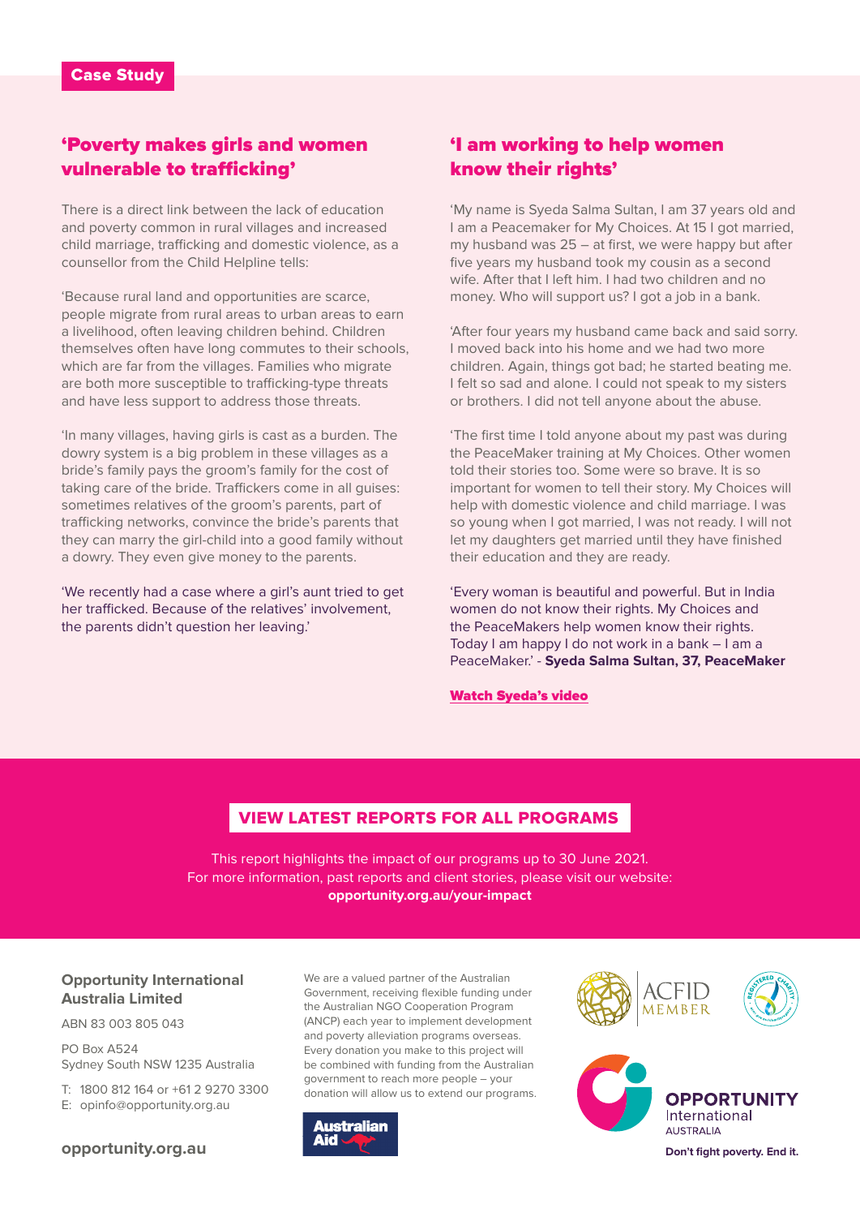Case Study

## 'Poverty makes girls and women vulnerable to trafficking'

There is a direct link between the lack of education and poverty common in rural villages and increased child marriage, trafficking and domestic violence, as a counsellor from the Child Helpline tells:

'Because rural land and opportunities are scarce, people migrate from rural areas to urban areas to earn a livelihood, often leaving children behind. Children themselves often have long commutes to their schools, which are far from the villages. Families who migrate are both more susceptible to trafficking-type threats and have less support to address those threats.

'In many villages, having girls is cast as a burden. The dowry system is a big problem in these villages as a bride's family pays the groom's family for the cost of taking care of the bride. Traffickers come in all guises: sometimes relatives of the groom's parents, part of trafficking networks, convince the bride's parents that they can marry the girl-child into a good family without a dowry. They even give money to the parents.

'We recently had a case where a girl's aunt tried to get her trafficked. Because of the relatives' involvement, the parents didn't question her leaving.'

## 'I am working to help women know their rights'

'My name is Syeda Salma Sultan, I am 37 years old and I am a Peacemaker for My Choices. At 15 I got married, my husband was 25 – at first, we were happy but after five years my husband took my cousin as a second wife. After that I left him. I had two children and no money. Who will support us? I got a job in a bank.

'After four years my husband came back and said sorry. I moved back into his home and we had two more children. Again, things got bad; he started beating me. I felt so sad and alone. I could not speak to my sisters or brothers. I did not tell anyone about the abuse.

'The first time I told anyone about my past was during the PeaceMaker training at My Choices. Other women told their stories too. Some were so brave. It is so important for women to tell their story. My Choices will help with domestic violence and child marriage. I was so young when I got married, I was not ready. I will not let my daughters get married until they have finished their education and they are ready.

'Every woman is beautiful and powerful. But in India women do not know their rights. My Choices and the PeaceMakers help women know their rights. Today I am happy I do not work in a bank – I am a PeaceMaker.' - **Syeda Salma Sultan, 37, PeaceMaker**

**Watch Syeda's video**

## VIEW LATEST REPORTS FOR ALL PROGRAMS

This report highlights the impact of our programs up to 30 June 2021.
For more information, past reports and client stories, please visit our website:
**opportunity.org.au/your-impact**

**Opportunity International Australia Limited**

ABN 83 003 805 043

PO Box A524
Sydney South NSW 1235 Australia

T: 1800 812 164 or +61 2 9270 3300
E: opinfo@opportunity.org.au

**opportunity.org.au**

We are a valued partner of the Australian Government, receiving flexible funding under the Australian NGO Cooperation Program (ANCP) each year to implement development and poverty alleviation programs overseas. Every donation you make to this project will be combined with funding from the Australian government to reach more people – your donation will allow us to extend our programs.

Australian Aid

ACFID MEMBER

OPPORTUNITY International AUSTRALIA

**Don't fight poverty. End it.**